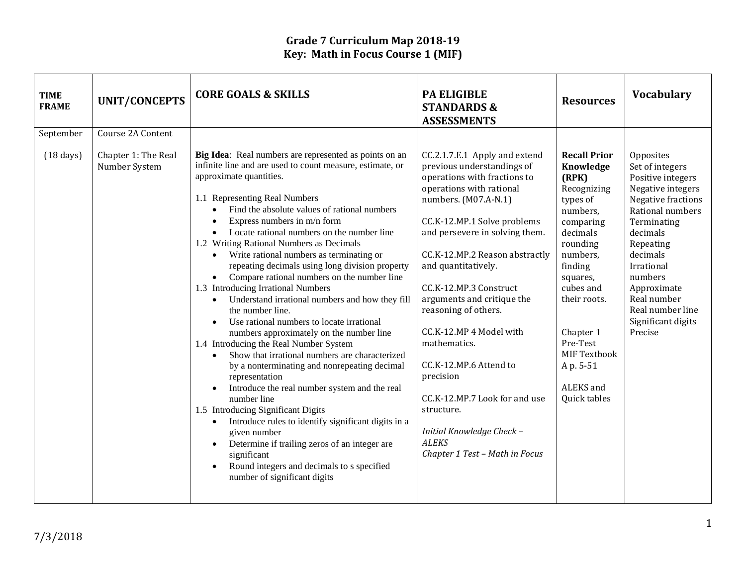# Grade 7 Curriculum Map 2018-19

## Key: Math in Focus Course 1 (MIF)

| TIME FRAME | UNIT/CONCEPTS | CORE GOALS & SKILLS | PA ELIGIBLE STANDARDS & ASSESSMENTS | Resources | Vocabulary |
|---|---|---|---|---|---|
| September<br><br>(18 days) | Course 2A Content<br><br>Chapter 1: The Real Number System | **Big Idea**: Real numbers are represented as points on an infinite line and are used to count measure, estimate, or approximate quantities.<br><br>1.1 Representing Real Numbers<br>• Find the absolute values of rational numbers<br>• Express numbers in m/n form<br>• Locate rational numbers on the number line<br>1.2 Writing Rational Numbers as Decimals<br>• Write rational numbers as terminating or repeating decimals using long division property<br>• Compare rational numbers on the number line<br>1.3 Introducing Irrational Numbers<br>• Understand irrational numbers and how they fill the number line.<br>• Use rational numbers to locate irrational numbers approximately on the number line<br>1.4 Introducing the Real Number System<br>• Show that irrational numbers are characterized by a nonterminating and nonrepeating decimal representation<br>• Introduce the real number system and the real number line<br>1.5 Introducing Significant Digits<br>• Introduce rules to identify significant digits in a given number<br>• Determine if trailing zeros of an integer are significant<br>• Round integers and decimals to s specified number of significant digits | CC.2.1.7.E.1 Apply and extend previous understandings of operations with fractions to operations with rational numbers. (M07.A-N.1)<br><br>CC.K-12.MP.1 Solve problems and persevere in solving them.<br><br>CC.K-12.MP.2 Reason abstractly and quantitatively.<br><br>CC.K-12.MP.3 Construct arguments and critique the reasoning of others.<br><br>CC.K-12.MP 4 Model with mathematics.<br><br>CC.K-12.MP.6 Attend to precision<br><br>CC.K-12.MP.7 Look for and use structure.<br><br>*Initial Knowledge Check – ALEKS*<br>*Chapter 1 Test – Math in Focus* | **Recall Prior Knowledge (RPK)**<br>Recognizing types of numbers, comparing decimals rounding numbers, finding squares, cubes and their roots.<br><br>Chapter 1 Pre-Test<br>MIF Textbook A p. 5-51<br><br>ALEKS and Quick tables | Opposites<br>Set of integers<br>Positive integers<br>Negative integers<br>Negative fractions<br>Rational numbers<br>Terminating decimals<br>Repeating decimals<br>Irrational numbers<br>Approximate<br>Real number<br>Real number line<br>Significant digits<br>Precise |

7/3/2018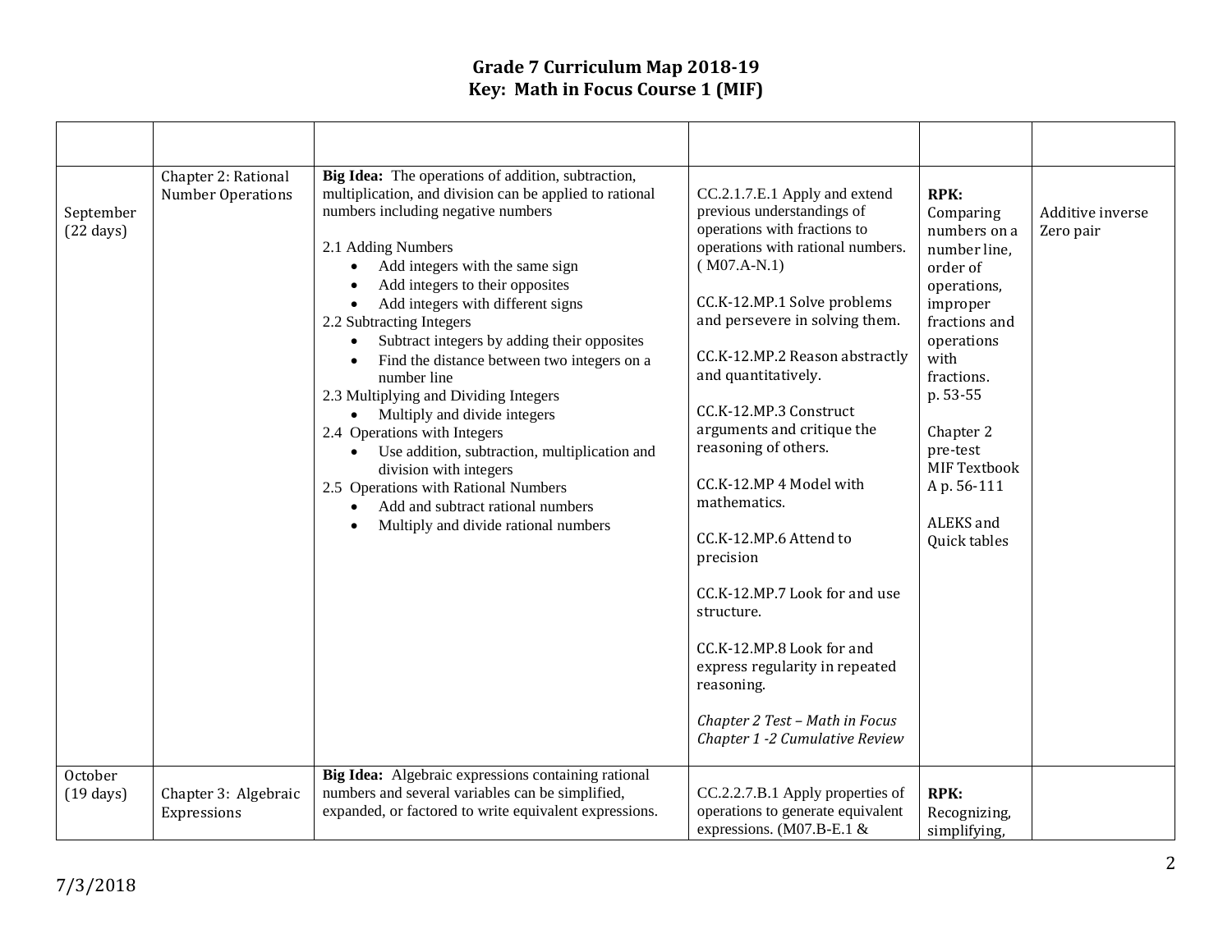# Grade 7 Curriculum Map 2018-19
## Key: Math in Focus Course 1 (MIF)

| | | | | | |
|---|---|---|---|---|---|
| September (22 days) | Chapter 2: Rational Number Operations | **Big Idea:** The operations of addition, subtraction, multiplication, and division can be applied to rational numbers including negative numbers<br><br>2.1 Adding Numbers<br>• Add integers with the same sign<br>• Add integers to their opposites<br>• Add integers with different signs<br>2.2 Subtracting Integers<br>• Subtract integers by adding their opposites<br>• Find the distance between two integers on a number line<br>2.3 Multiplying and Dividing Integers<br>• Multiply and divide integers<br>2.4 Operations with Integers<br>• Use addition, subtraction, multiplication and division with integers<br>2.5 Operations with Rational Numbers<br>• Add and subtract rational numbers<br>• Multiply and divide rational numbers | CC.2.1.7.E.1 Apply and extend previous understandings of operations with fractions to operations with rational numbers. ( M07.A-N.1)<br><br>CC.K-12.MP.1 Solve problems and persevere in solving them.<br><br>CC.K-12.MP.2 Reason abstractly and quantitatively.<br><br>CC.K-12.MP.3 Construct arguments and critique the reasoning of others.<br><br>CC.K-12.MP 4 Model with mathematics.<br><br>CC.K-12.MP.6 Attend to precision<br><br>CC.K-12.MP.7 Look for and use structure.<br><br>CC.K-12.MP.8 Look for and express regularity in repeated reasoning.<br><br>*Chapter 2 Test – Math in Focus Chapter 1 -2 Cumulative Review* | **RPK:** Comparing numbers on a number line, order of operations, improper fractions and operations with fractions. p. 53-55<br><br>Chapter 2 pre-test MIF Textbook A p. 56-111<br><br>ALEKS and Quick tables | Additive inverse<br>Zero pair |
| October (19 days) | Chapter 3: Algebraic Expressions | **Big Idea:** Algebraic expressions containing rational numbers and several variables can be simplified, expanded, or factored to write equivalent expressions. | CC.2.2.7.B.1 Apply properties of operations to generate equivalent expressions. (M07.B-E.1 & | **RPK:** Recognizing, simplifying, | |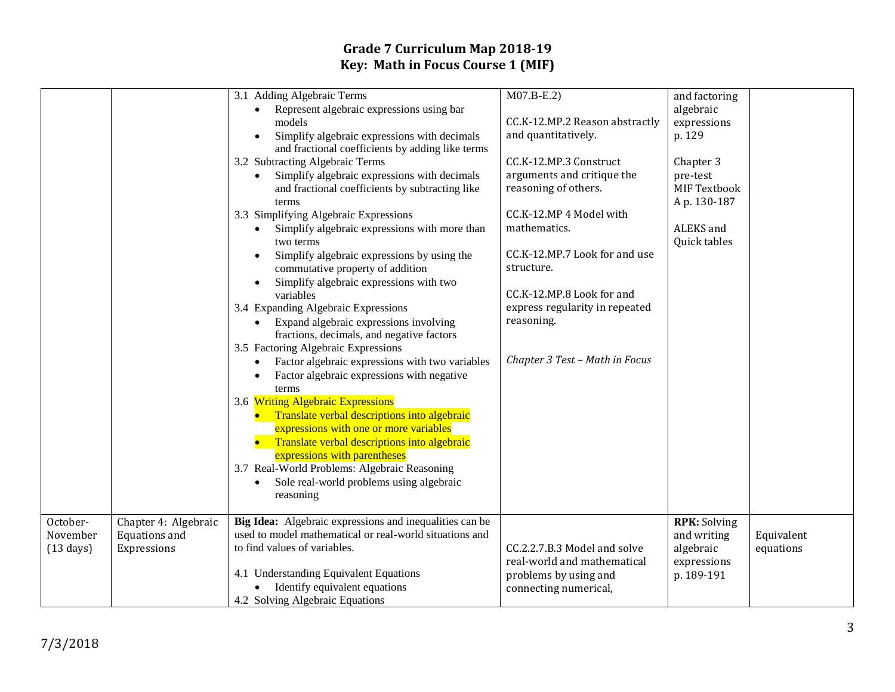# Grade 7 Curriculum Map 2018-19
## Key: Math in Focus Course 1 (MIF)

| | | | | | |
|---|---|---|---|---|---|
| | | 3.1 Adding Algebraic Terms<br>• Represent algebraic expressions using bar models<br>• Simplify algebraic expressions with decimals and fractional coefficients by adding like terms<br>3.2 Subtracting Algebraic Terms<br>• Simplify algebraic expressions with decimals and fractional coefficients by subtracting like terms<br>3.3 Simplifying Algebraic Expressions<br>• Simplify algebraic expressions with more than two terms<br>• Simplify algebraic expressions by using the commutative property of addition<br>• Simplify algebraic expressions with two variables<br>3.4 Expanding Algebraic Expressions<br>• Expand algebraic expressions involving fractions, decimals, and negative factors<br>3.5 Factoring Algebraic Expressions<br>• Factor algebraic expressions with two variables<br>• Factor algebraic expressions with negative terms<br>3.6 Writing Algebraic Expressions<br>• Translate verbal descriptions into algebraic expressions with one or more variables<br>• Translate verbal descriptions into algebraic expressions with parentheses<br>3.7 Real-World Problems: Algebraic Reasoning<br>• Sole real-world problems using algebraic reasoning | M07.B-E.2)<br><br>CC.K-12.MP.2 Reason abstractly and quantitatively.<br><br>CC.K-12.MP.3 Construct arguments and critique the reasoning of others.<br><br>CC.K-12.MP 4 Model with mathematics.<br><br>CC.K-12.MP.7 Look for and use structure.<br><br>CC.K-12.MP.8 Look for and express regularity in repeated reasoning.<br><br>*Chapter 3 Test – Math in Focus* | and factoring algebraic expressions p. 129<br><br>Chapter 3 pre-test MIF Textbook A p. 130-187<br><br>ALEKS and Quick tables | |
| October-November (13 days) | Chapter 4: Algebraic Equations and Expressions | **Big Idea:** Algebraic expressions and inequalities can be used to model mathematical or real-world situations and to find values of variables.<br><br>4.1 Understanding Equivalent Equations<br>• Identify equivalent equations<br>4.2 Solving Algebraic Equations | CC.2.2.7.B.3 Model and solve real-world and mathematical problems by using and connecting numerical, | **RPK:** Solving and writing algebraic expressions p. 189-191 | Equivalent equations |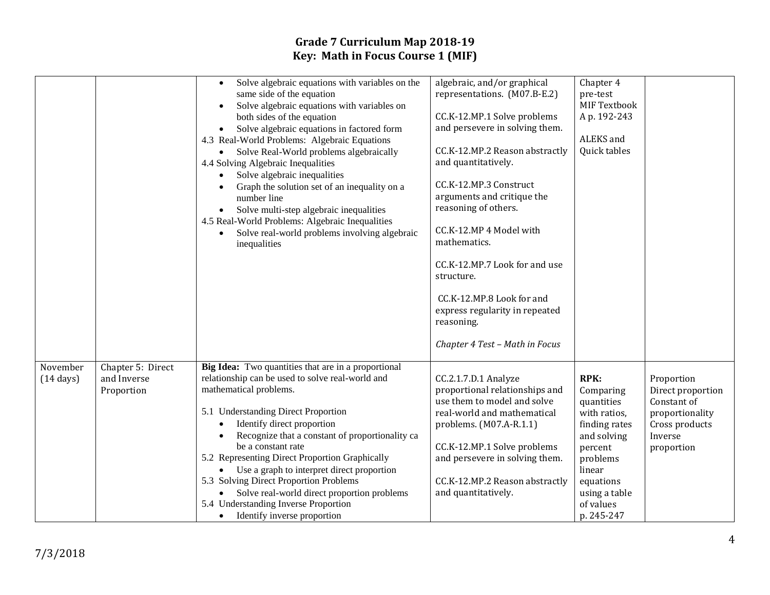**Grade 7 Curriculum Map 2018-19**
**Key: Math in Focus Course 1 (MIF)**

| | | | | | |
|---|---|---|---|---|---|
| | | • Solve algebraic equations with variables on the same side of the equation<br>• Solve algebraic equations with variables on both sides of the equation<br>• Solve algebraic equations in factored form<br>4.3 Real-World Problems: Algebraic Equations<br>• Solve Real-World problems algebraically<br>4.4 Solving Algebraic Inequalities<br>• Solve algebraic inequalities<br>• Graph the solution set of an inequality on a number line<br>• Solve multi-step algebraic inequalities<br>4.5 Real-World Problems: Algebraic Inequalities<br>• Solve real-world problems involving algebraic inequalities | algebraic, and/or graphical representations. (M07.B-E.2)<br><br>CC.K-12.MP.1 Solve problems and persevere in solving them.<br><br>CC.K-12.MP.2 Reason abstractly and quantitatively.<br><br>CC.K-12.MP.3 Construct arguments and critique the reasoning of others.<br><br>CC.K-12.MP 4 Model with mathematics.<br><br>CC.K-12.MP.7 Look for and use structure.<br><br>CC.K-12.MP.8 Look for and express regularity in repeated reasoning.<br><br>*Chapter 4 Test – Math in Focus* | Chapter 4 pre-test<br>MIF Textbook A p. 192-243<br><br>ALEKS and Quick tables | |
| November (14 days) | Chapter 5: Direct and Inverse Proportion | **Big Idea:** Two quantities that are in a proportional relationship can be used to solve real-world and mathematical problems.<br><br>5.1 Understanding Direct Proportion<br>• Identify direct proportion<br>• Recognize that a constant of proportionality ca be a constant rate<br>5.2 Representing Direct Proportion Graphically<br>• Use a graph to interpret direct proportion<br>5.3 Solving Direct Proportion Problems<br>• Solve real-world direct proportion problems<br>5.4 Understanding Inverse Proportion<br>• Identify inverse proportion | CC.2.1.7.D.1 Analyze proportional relationships and use them to model and solve real-world and mathematical problems. (M07.A-R.1.1)<br><br>CC.K-12.MP.1 Solve problems and persevere in solving them.<br><br>CC.K-12.MP.2 Reason abstractly and quantitatively. | **RPK:** Comparing quantities with ratios, finding rates and solving percent problems linear equations using a table of values p. 245-247 | Proportion<br>Direct proportion<br>Constant of proportionality<br>Cross products<br>Inverse proportion |

7/3/2018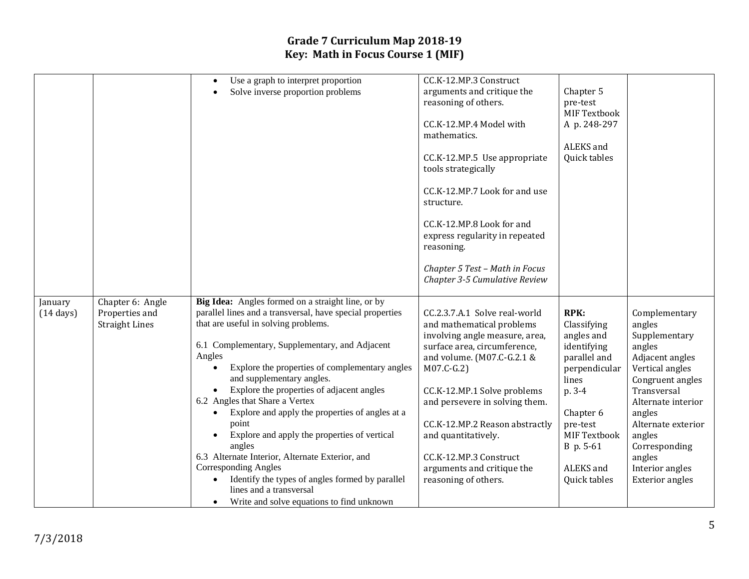# Grade 7 Curriculum Map 2018-19
## Key: Math in Focus Course 1 (MIF)

| | | | | | |
|---|---|---|---|---|---|
| | | • Use a graph to interpret proportion<br>• Solve inverse proportion problems | CC.K-12.MP.3 Construct arguments and critique the reasoning of others.<br><br>CC.K-12.MP.4 Model with mathematics.<br><br>CC.K-12.MP.5 Use appropriate tools strategically<br><br>CC.K-12.MP.7 Look for and use structure.<br><br>CC.K-12.MP.8 Look for and express regularity in repeated reasoning.<br><br>*Chapter 5 Test – Math in Focus*<br>*Chapter 3-5 Cumulative Review* | Chapter 5 pre-test<br>MIF Textbook A p. 248-297<br><br>ALEKS and Quick tables | |
| January (14 days) | Chapter 6: Angle Properties and Straight Lines | **Big Idea:** Angles formed on a straight line, or by parallel lines and a transversal, have special properties that are useful in solving problems.<br><br>6.1 Complementary, Supplementary, and Adjacent Angles<br>• Explore the properties of complementary angles and supplementary angles.<br>• Explore the properties of adjacent angles<br>6.2 Angles that Share a Vertex<br>• Explore and apply the properties of angles at a point<br>• Explore and apply the properties of vertical angles<br>6.3 Alternate Interior, Alternate Exterior, and Corresponding Angles<br>• Identify the types of angles formed by parallel lines and a transversal<br>• Write and solve equations to find unknown | CC.2.3.7.A.1 Solve real-world and mathematical problems involving angle measure, area, surface area, circumference, and volume. (M07.C-G.2.1 & M07.C-G.2)<br><br>CC.K-12.MP.1 Solve problems and persevere in solving them.<br><br>CC.K-12.MP.2 Reason abstractly and quantitatively.<br><br>CC.K-12.MP.3 Construct arguments and critique the reasoning of others. | **RPK:** Classifying angles and identifying parallel and perpendicular lines p. 3-4<br><br>Chapter 6 pre-test<br>MIF Textbook B p. 5-61<br><br>ALEKS and Quick tables | Complementary angles<br>Supplementary angles<br>Adjacent angles<br>Vertical angles<br>Congruent angles<br>Transversal<br>Alternate interior angles<br>Alternate exterior angles<br>Corresponding angles<br>Interior angles<br>Exterior angles |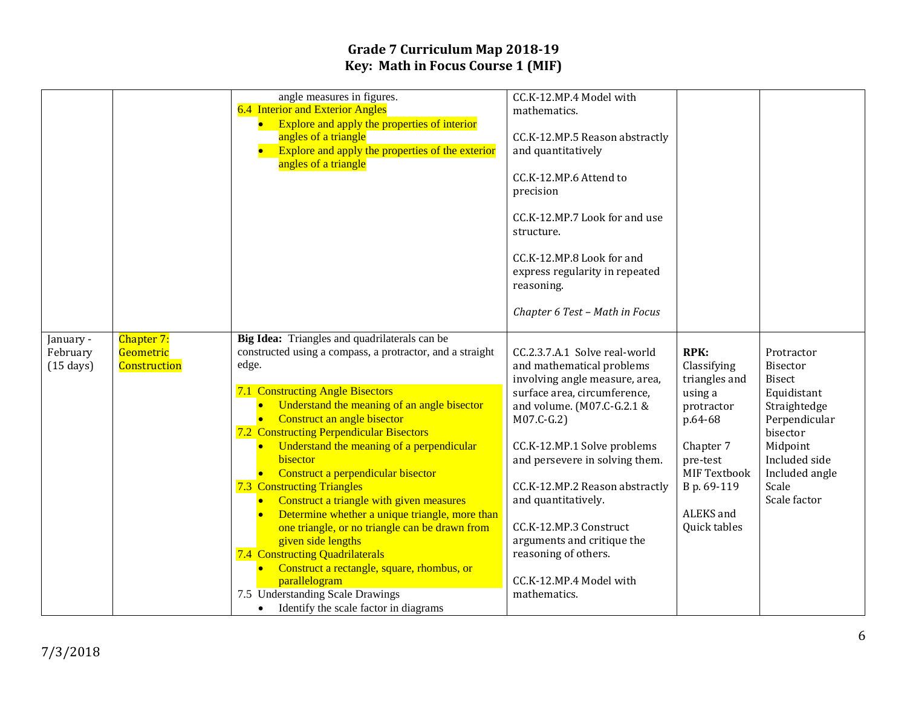# Grade 7 Curriculum Map 2018-19
## Key: Math in Focus Course 1 (MIF)

| | | | | | |
|---|---|---|---|---|---|
| | | angle measures in figures.<br>6.4 Interior and Exterior Angles<br>• Explore and apply the properties of interior angles of a triangle<br>• Explore and apply the properties of the exterior angles of a triangle | CC.K-12.MP.4 Model with mathematics.<br><br>CC.K-12.MP.5 Reason abstractly and quantitatively<br><br>CC.K-12.MP.6 Attend to precision<br><br>CC.K-12.MP.7 Look for and use structure.<br><br>CC.K-12.MP.8 Look for and express regularity in repeated reasoning.<br><br>*Chapter 6 Test – Math in Focus* | | |
| January - February (15 days) | Chapter 7: Geometric Construction | **Big Idea:** Triangles and quadrilaterals can be constructed using a compass, a protractor, and a straight edge.<br><br>7.1 Constructing Angle Bisectors<br>• Understand the meaning of an angle bisector<br>• Construct an angle bisector<br>7.2 Constructing Perpendicular Bisectors<br>• Understand the meaning of a perpendicular bisector<br>• Construct a perpendicular bisector<br>7.3 Constructing Triangles<br>• Construct a triangle with given measures<br>• Determine whether a unique triangle, more than one triangle, or no triangle can be drawn from given side lengths<br>7.4 Constructing Quadrilaterals<br>• Construct a rectangle, square, rhombus, or parallelogram<br>7.5 Understanding Scale Drawings<br>• Identify the scale factor in diagrams | CC.2.3.7.A.1 Solve real-world and mathematical problems involving angle measure, area, surface area, circumference, and volume. (M07.C-G.2.1 & M07.C-G.2)<br><br>CC.K-12.MP.1 Solve problems and persevere in solving them.<br><br>CC.K-12.MP.2 Reason abstractly and quantitatively.<br><br>CC.K-12.MP.3 Construct arguments and critique the reasoning of others.<br><br>CC.K-12.MP.4 Model with mathematics. | **RPK:** Classifying triangles and using a protractor p.64-68<br><br>Chapter 7 pre-test MIF Textbook B p. 69-119<br><br>ALEKS and Quick tables | Protractor<br>Bisector<br>Bisect<br>Equidistant<br>Straightedge<br>Perpendicular bisector<br>Midpoint<br>Included side<br>Included angle<br>Scale<br>Scale factor |

7/3/2018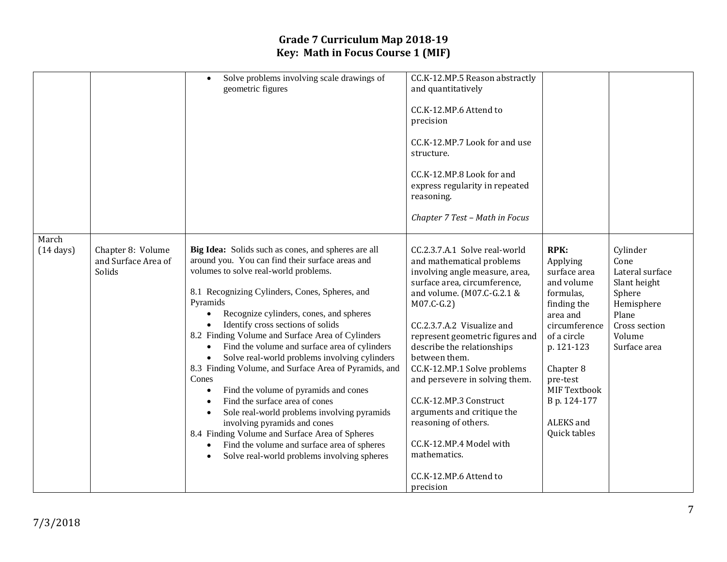# Grade 7 Curriculum Map 2018-19
## Key: Math in Focus Course 1 (MIF)

| | | | | | |
|---|---|---|---|---|---|
| | | • Solve problems involving scale drawings of geometric figures | CC.K-12.MP.5 Reason abstractly and quantitatively<br><br>CC.K-12.MP.6 Attend to precision<br><br>CC.K-12.MP.7 Look for and use structure.<br><br>CC.K-12.MP.8 Look for and express regularity in repeated reasoning.<br><br>*Chapter 7 Test – Math in Focus* | | |
| March<br>(14 days) | Chapter 8: Volume and Surface Area of Solids | **Big Idea:** Solids such as cones, and spheres are all around you. You can find their surface areas and volumes to solve real-world problems.<br><br>8.1 Recognizing Cylinders, Cones, Spheres, and Pyramids<br>• Recognize cylinders, cones, and spheres<br>• Identify cross sections of solids<br>8.2 Finding Volume and Surface Area of Cylinders<br>• Find the volume and surface area of cylinders<br>• Solve real-world problems involving cylinders<br>8.3 Finding Volume, and Surface Area of Pyramids, and Cones<br>• Find the volume of pyramids and cones<br>• Find the surface area of cones<br>• Sole real-world problems involving pyramids involving pyramids and cones<br>8.4 Finding Volume and Surface Area of Spheres<br>• Find the volume and surface area of spheres<br>• Solve real-world problems involving spheres | CC.2.3.7.A.1 Solve real-world and mathematical problems involving angle measure, area, surface area, circumference, and volume. (M07.C-G.2.1 & M07.C-G.2)<br><br>CC.2.3.7.A.2 Visualize and represent geometric figures and describe the relationships between them.<br>CC.K-12.MP.1 Solve problems and persevere in solving them.<br><br>CC.K-12.MP.3 Construct arguments and critique the reasoning of others.<br><br>CC.K-12.MP.4 Model with mathematics.<br><br>CC.K-12.MP.6 Attend to precision | **RPK:**<br>Applying surface area and volume formulas, finding the area and circumference of a circle p. 121-123<br><br>Chapter 8 pre-test<br>MIF Textbook B p. 124-177<br><br>ALEKS and Quick tables | Cylinder<br>Cone<br>Lateral surface<br>Slant height<br>Sphere<br>Hemisphere<br>Plane<br>Cross section<br>Volume<br>Surface area |

7/3/2018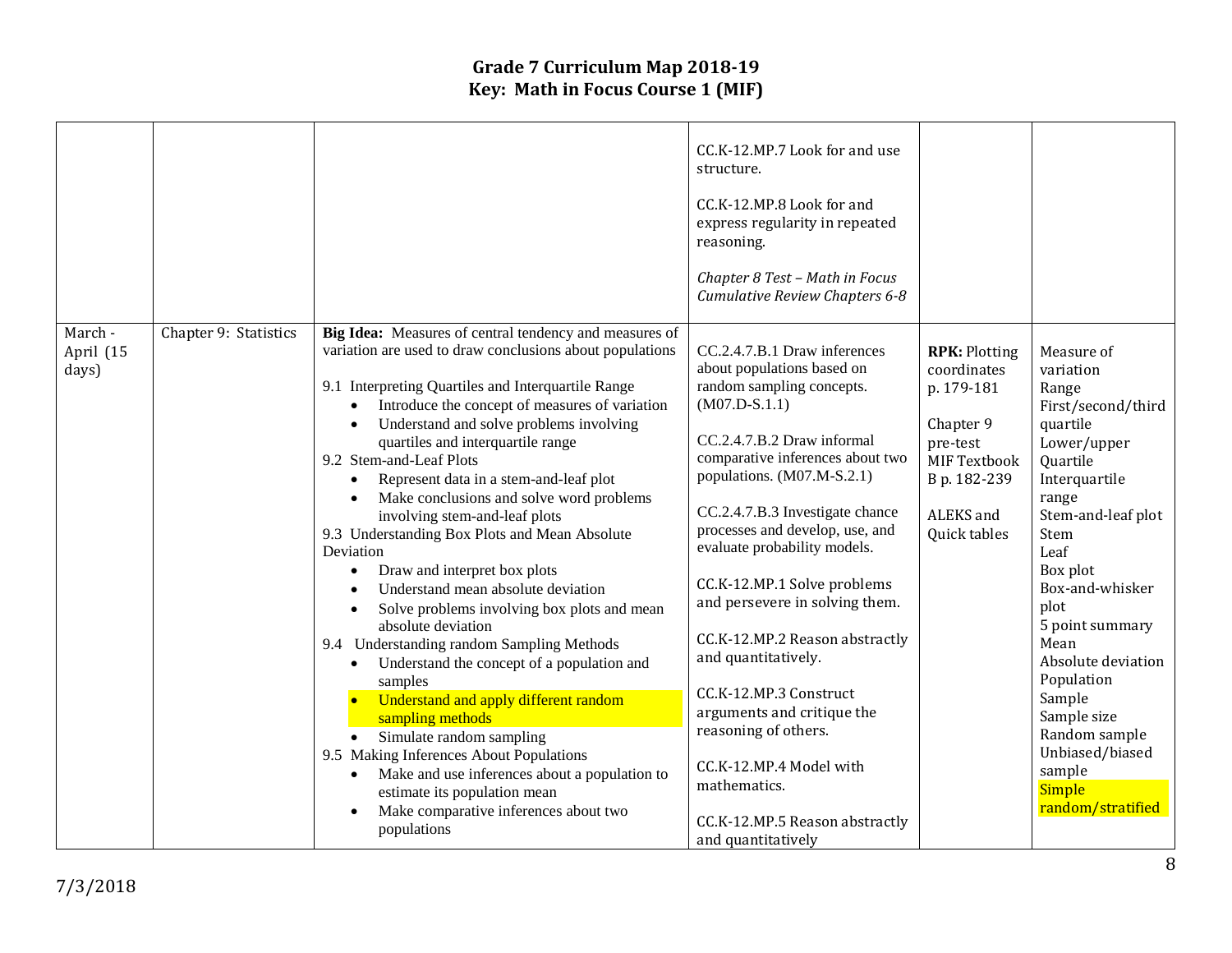# Grade 7 Curriculum Map 2018-19
## Key: Math in Focus Course 1 (MIF)

| | | | | | |
|---|---|---|---|---|---|
| | | | CC.K-12.MP.7 Look for and use structure.<br><br>CC.K-12.MP.8 Look for and express regularity in repeated reasoning.<br><br>*Chapter 8 Test – Math in Focus Cumulative Review Chapters 6-8* | | |
| March - April (15 days) | Chapter 9: Statistics | **Big Idea:** Measures of central tendency and measures of variation are used to draw conclusions about populations<br><br>9.1 Interpreting Quartiles and Interquartile Range<br>• Introduce the concept of measures of variation<br>• Understand and solve problems involving quartiles and interquartile range<br>9.2 Stem-and-Leaf Plots<br>• Represent data in a stem-and-leaf plot<br>• Make conclusions and solve word problems involving stem-and-leaf plots<br>9.3 Understanding Box Plots and Mean Absolute Deviation<br>• Draw and interpret box plots<br>• Understand mean absolute deviation<br>• Solve problems involving box plots and mean absolute deviation<br>9.4 Understanding random Sampling Methods<br>• Understand the concept of a population and samples<br>• Understand and apply different random sampling methods<br>• Simulate random sampling<br>9.5 Making Inferences About Populations<br>• Make and use inferences about a population to estimate its population mean<br>• Make comparative inferences about two populations | CC.2.4.7.B.1 Draw inferences about populations based on random sampling concepts. (M07.D-S.1.1)<br><br>CC.2.4.7.B.2 Draw informal comparative inferences about two populations. (M07.M-S.2.1)<br><br>CC.2.4.7.B.3 Investigate chance processes and develop, use, and evaluate probability models.<br><br>CC.K-12.MP.1 Solve problems and persevere in solving them.<br><br>CC.K-12.MP.2 Reason abstractly and quantitatively.<br><br>CC.K-12.MP.3 Construct arguments and critique the reasoning of others.<br><br>CC.K-12.MP.4 Model with mathematics.<br><br>CC.K-12.MP.5 Reason abstractly and quantitatively | **RPK:** Plotting coordinates p. 179-181<br><br>Chapter 9 pre-test<br>MIF Textbook B p. 182-239<br><br>ALEKS and Quick tables | Measure of variation<br>Range<br>First/second/third quartile<br>Lower/upper Quartile<br>Interquartile range<br>Stem-and-leaf plot<br>Stem<br>Leaf<br>Box plot<br>Box-and-whisker plot<br>5 point summary<br>Mean<br>Absolute deviation<br>Population<br>Sample<br>Sample size<br>Random sample<br>Unbiased/biased sample<br>Simple random/stratified |

7/3/2018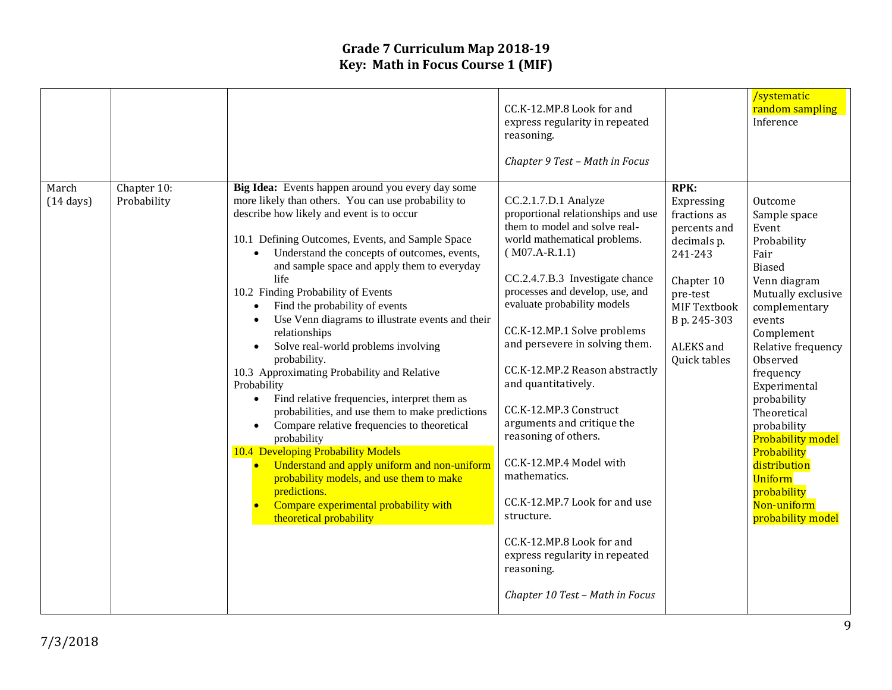# Grade 7 Curriculum Map 2018-19
## Key: Math in Focus Course 1 (MIF)

| | | | | | |
|---|---|---|---|---|---|
| | | | CC.K-12.MP.8 Look for and express regularity in repeated reasoning.<br><br>*Chapter 9 Test – Math in Focus* | | /systematic random sampling<br>Inference |
| March (14 days) | Chapter 10: Probability | **Big Idea:** Events happen around you every day some more likely than others. You can use probability to describe how likely and event is to occur<br><br>10.1 Defining Outcomes, Events, and Sample Space<br>• Understand the concepts of outcomes, events, and sample space and apply them to everyday life<br>10.2 Finding Probability of Events<br>• Find the probability of events<br>• Use Venn diagrams to illustrate events and their relationships<br>• Solve real-world problems involving probability.<br>10.3 Approximating Probability and Relative Probability<br>• Find relative frequencies, interpret them as probabilities, and use them to make predictions<br>• Compare relative frequencies to theoretical probability<br>10.4 Developing Probability Models<br>• Understand and apply uniform and non-uniform probability models, and use them to make predictions.<br>• Compare experimental probability with theoretical probability | CC.2.1.7.D.1 Analyze proportional relationships and use them to model and solve real-world mathematical problems. ( M07.A-R.1.1)<br><br>CC.2.4.7.B.3 Investigate chance processes and develop, use, and evaluate probability models<br><br>CC.K-12.MP.1 Solve problems and persevere in solving them.<br><br>CC.K-12.MP.2 Reason abstractly and quantitatively.<br><br>CC.K-12.MP.3 Construct arguments and critique the reasoning of others.<br><br>CC.K-12.MP.4 Model with mathematics.<br><br>CC.K-12.MP.7 Look for and use structure.<br><br>CC.K-12.MP.8 Look for and express regularity in repeated reasoning.<br><br>*Chapter 10 Test – Math in Focus* | **RPK:**<br>Expressing fractions as percents and decimals p. 241-243<br><br>Chapter 10 pre-test<br>MIF Textbook B p. 245-303<br><br>ALEKS and Quick tables | Outcome<br>Sample space<br>Event<br>Probability<br>Fair<br>Biased<br>Venn diagram<br>Mutually exclusive complementary events<br>Complement<br>Relative frequency<br>Observed frequency<br>Experimental probability<br>Theoretical probability<br>Probability model<br>Probability distribution<br>Uniform probability<br>Non-uniform probability model |

7/3/2018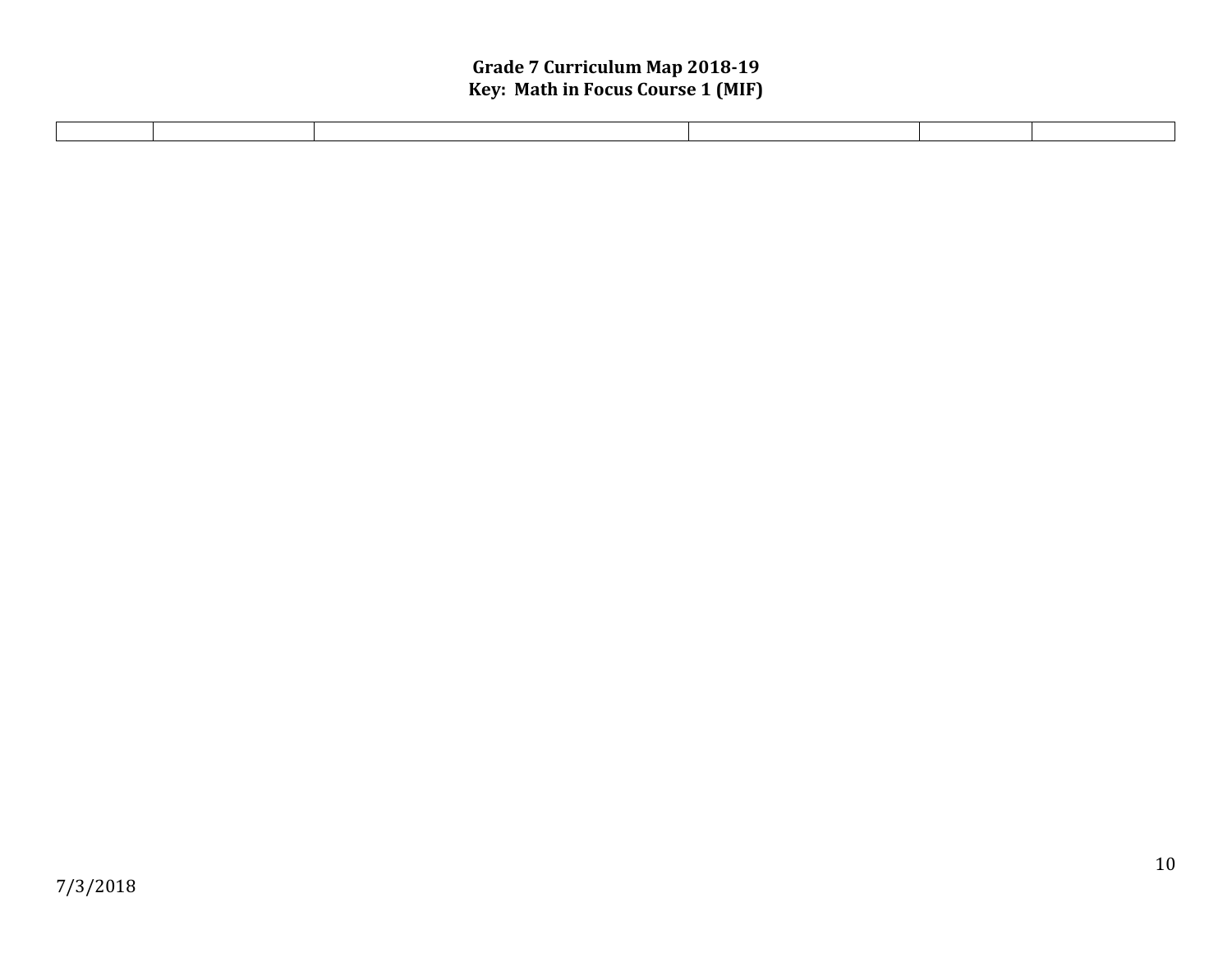## Grade 7 Curriculum Map 2018-19
## Key: Math in Focus Course 1 (MIF)

| | | | | | |
|---|---|---|---|---|---|
| | | | | | |

7/3/2018